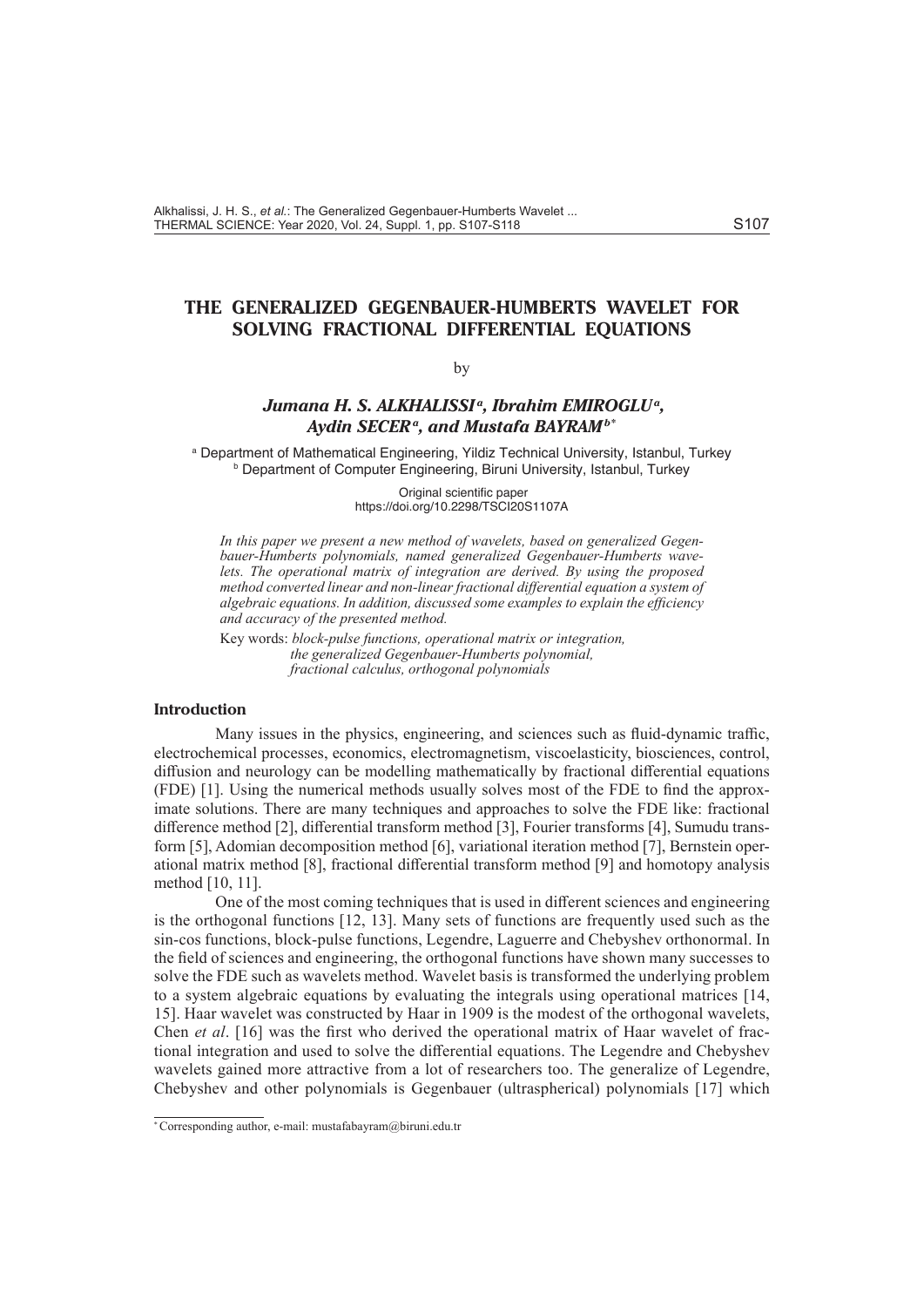# THE GENERALIZED GEGENBAUER-HUMBERTS WAVELET FOR SOLVING FRACTIONAL DIFFERENTIAL EQUATIONS

by

***Jumana H. S. ALKHALISSI*[a], *Ibrahim EMIROGLU*[a], *Aydin SECER*[a], and *Mustafa BAYRAM*[b*]**

[a] Department of Mathematical Engineering, Yildiz Technical University, Istanbul, Turkey
[b] Department of Computer Engineering, Biruni University, Istanbul, Turkey

Original scientific paper
https://doi.org/10.2298/TSCI20S1107A

*In this paper we present a new method of wavelets, based on generalized Gegenbauer-Humberts polynomials, named generalized Gegenbauer-Humberts wavelets. The operational matrix of integration are derived. By using the proposed method converted linear and non-linear fractional differential equation a system of algebraic equations. In addition, discussed some examples to explain the efficiency and accuracy of the presented method.*

Key words: *block-pulse functions, operational matrix or integration, the generalized Gegenbauer-Humberts polynomial, fractional calculus, orthogonal polynomials*

## Introduction

Many issues in the physics, engineering, and sciences such as fluid-dynamic traffic, electrochemical processes, economics, electromagnetism, viscoelasticity, biosciences, control, diffusion and neurology can be modelling mathematically by fractional differential equations (FDE) [1]. Using the numerical methods usually solves most of the FDE to find the approximate solutions. There are many techniques and approaches to solve the FDE like: fractional difference method [2], differential transform method [3], Fourier transforms [4], Sumudu transform [5], Adomian decomposition method [6], variational iteration method [7], Bernstein operational matrix method [8], fractional differential transform method [9] and homotopy analysis method [10, 11].

One of the most coming techniques that is used in different sciences and engineering is the orthogonal functions [12, 13]. Many sets of functions are frequently used such as the sin-cos functions, block-pulse functions, Legendre, Laguerre and Chebyshev orthonormal. In the field of sciences and engineering, the orthogonal functions have shown many successes to solve the FDE such as wavelets method. Wavelet basis is transformed the underlying problem to a system algebraic equations by evaluating the integrals using operational matrices [14, 15]. Haar wavelet was constructed by Haar in 1909 is the modest of the orthogonal wavelets, Chen *et al*. [16] was the first who derived the operational matrix of Haar wavelet of fractional integration and used to solve the differential equations. The Legendre and Chebyshev wavelets gained more attractive from a lot of researchers too. The generalize of Legendre, Chebyshev and other polynomials is Gegenbauer (ultraspherical) polynomials [17] which

* Corresponding author, e-mail: mustafabayram@biruni.edu.tr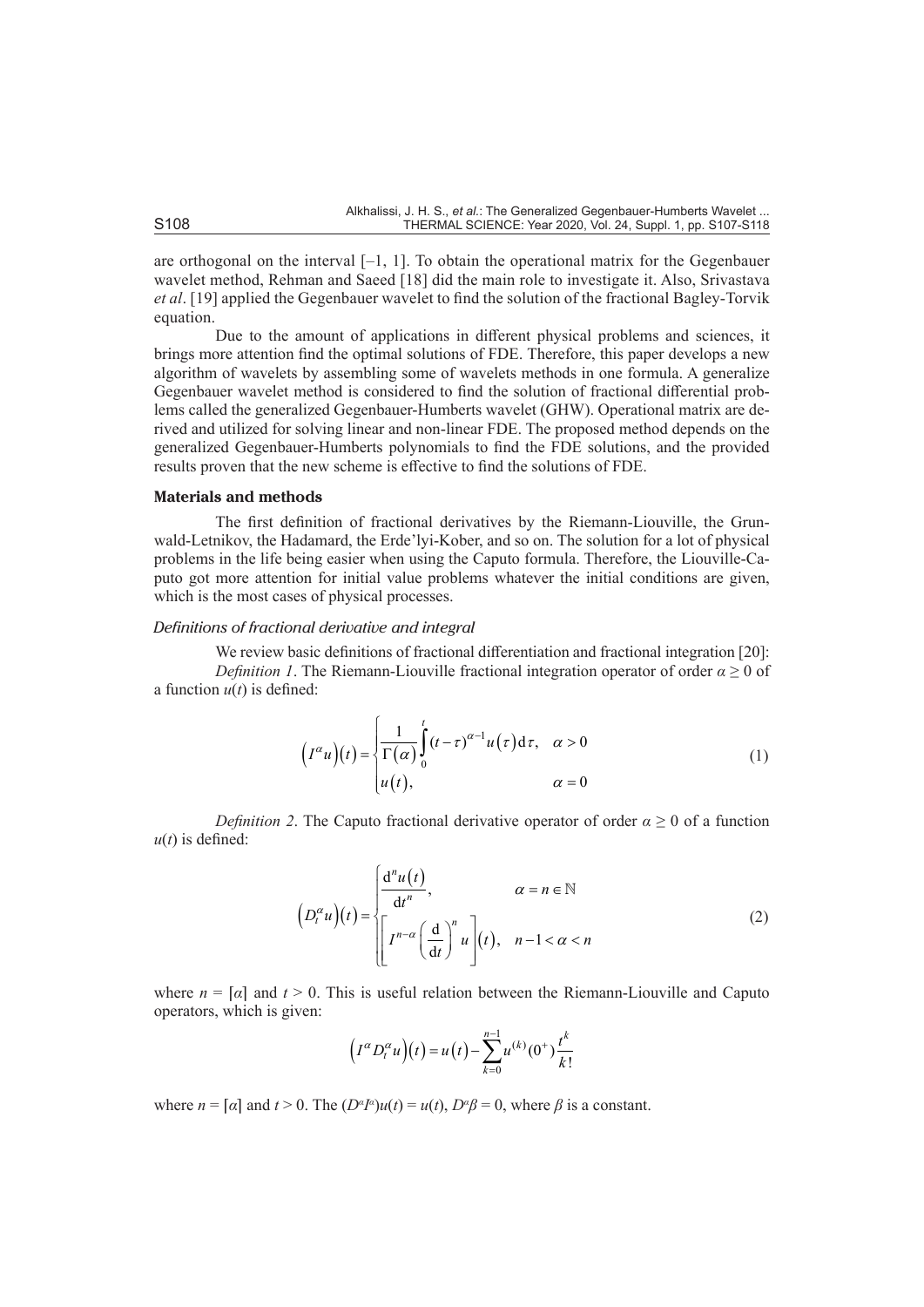are orthogonal on the interval [–1, 1]. To obtain the operational matrix for the Gegenbauer wavelet method, Rehman and Saeed [18] did the main role to investigate it. Also, Srivastava *et al*. [19] applied the Gegenbauer wavelet to find the solution of the fractional Bagley-Torvik equation.

Due to the amount of applications in different physical problems and sciences, it brings more attention find the optimal solutions of FDE. Therefore, this paper develops a new algorithm of wavelets by assembling some of wavelets methods in one formula. A generalize Gegenbauer wavelet method is considered to find the solution of fractional differential problems called the generalized Gegenbauer-Humberts wavelet (GHW). Operational matrix are derived and utilized for solving linear and non-linear FDE. The proposed method depends on the generalized Gegenbauer-Humberts polynomials to find the FDE solutions, and the provided results proven that the new scheme is effective to find the solutions of FDE.

## Materials and methods

The first definition of fractional derivatives by the Riemann-Liouville, the Grunwald-Letnikov, the Hadamard, the Erde'lyi-Kober, and so on. The solution for a lot of physical problems in the life being easier when using the Caputo formula. Therefore, the Liouville-Caputo got more attention for initial value problems whatever the initial conditions are given, which is the most cases of physical processes.

### *Definitions of fractional derivative and integral*

We review basic definitions of fractional differentiation and fractional integration [20]:

*Definition 1*. The Riemann-Liouville fractional integration operator of order $\alpha \geq 0$ of a function $u(t)$ is defined:

$$\left(I^{\alpha}u\right)(t)=\begin{cases}\dfrac{1}{\Gamma(\alpha)}\displaystyle\int_{0}^{t}(t-\tau)^{\alpha-1}u(\tau)\,\mathrm{d}\tau, & \alpha>0\\[2mm] u(t), & \alpha=0\end{cases}\tag{1}$$

*Definition 2*. The Caputo fractional derivative operator of order $\alpha \geq 0$ of a function $u(t)$ is defined:

$$\left(D_{t}^{\alpha}u\right)(t)=\begin{cases}\dfrac{\mathrm{d}^{n}u(t)}{\mathrm{d}t^{n}}, & \alpha=n\in\mathbb{N}\\[2mm] \left[I^{n-\alpha}\left(\dfrac{\mathrm{d}}{\mathrm{d}t}\right)^{n}u\right](t), & n-1<\alpha<n\end{cases}\tag{2}$$

where $n = \lceil\alpha\rceil$ and $t > 0$. This is useful relation between the Riemann-Liouville and Caputo operators, which is given:

$$\left(I^{\alpha}D_{t}^{\alpha}u\right)(t)=u(t)-\sum_{k=0}^{n-1}u^{(k)}(0^{+})\frac{t^{k}}{k!}$$

where $n = \lceil\alpha\rceil$ and $t > 0$. The $(D^{\alpha}I^{\alpha})u(t) = u(t)$, $D^{\alpha}\beta = 0$, where $\beta$ is a constant.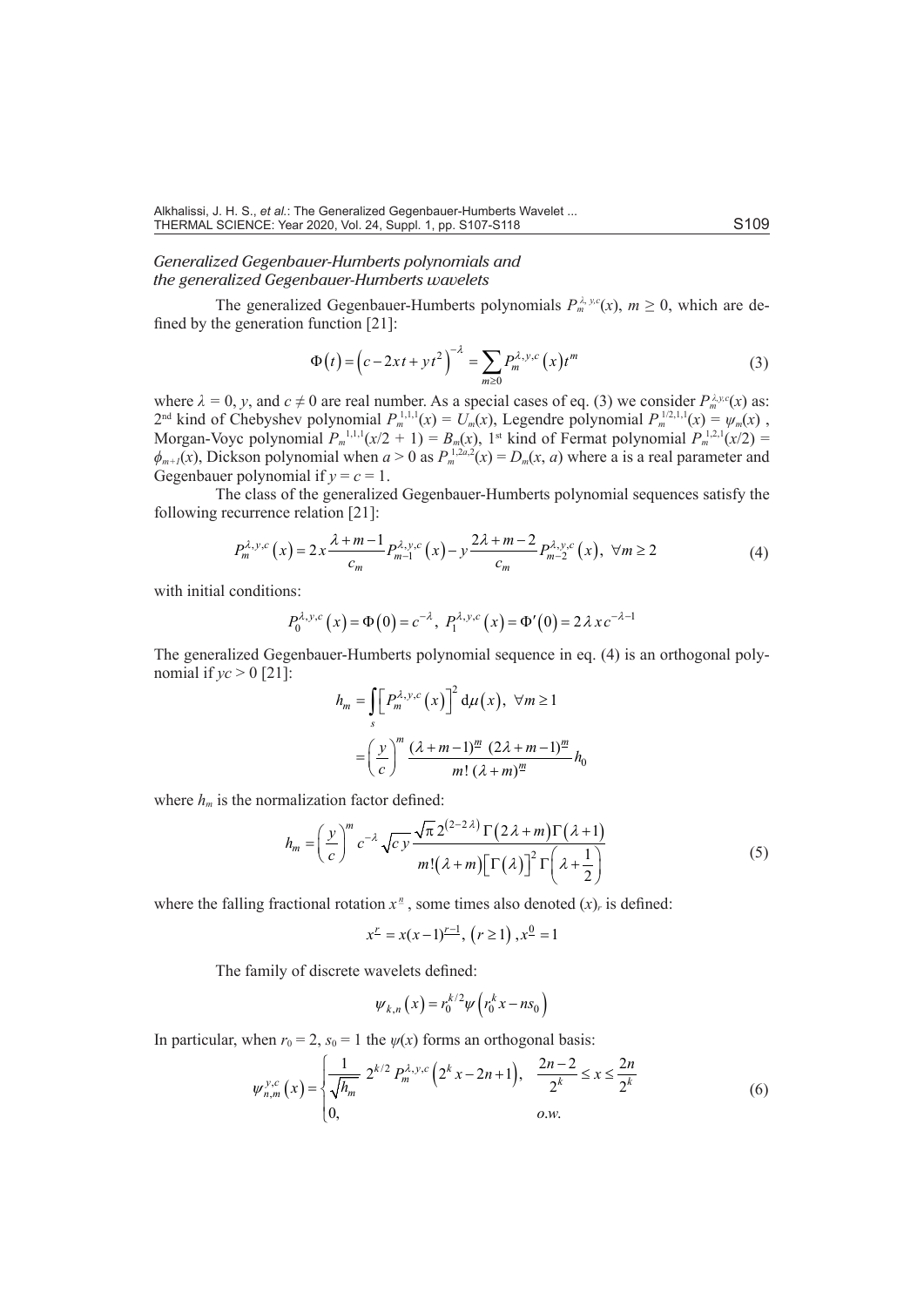### *Generalized Gegenbauer-Humberts polynomials and the generalized Gegenbauer-Humberts wavelets*

The generalized Gegenbauer-Humberts polynomials $P_m^{\lambda,y,c}(x)$, $m \geq 0$, which are defined by the generation function [21]:

$$\Phi(t) = \left(c - 2xt + yt^2\right)^{-\lambda} = \sum_{m \geq 0} P_m^{\lambda,y,c}(x) t^m \tag{3}$$

where $\lambda = 0$, $y$, and $c \neq 0$ are real number. As a special cases of eq. (3) we consider $P_m^{\lambda,y,c}(x)$ as: 2[nd] kind of Chebyshev polynomial $P_m^{1,1,1}(x) = U_m(x)$, Legendre polynomial $P_m^{1/2,1,1}(x) = \psi_m(x)$, Morgan-Voyc polynomial $P_m^{1,1,1}(x/2 + 1) = B_m(x)$, 1[st] kind of Fermat polynomial $P_m^{1,2,1}(x/2) = \phi_{m+1}(x)$, Dickson polynomial when $a > 0$ as $P_m^{1,2a,2}(x) = D_m(x, a)$ where a is a real parameter and Gegenbauer polynomial if $y = c = 1$.

The class of the generalized Gegenbauer-Humberts polynomial sequences satisfy the following recurrence relation [21]:

$$P_m^{\lambda,y,c}(x) = 2x \frac{\lambda + m - 1}{c_m} P_{m-1}^{\lambda,y,c}(x) - y \frac{2\lambda + m - 2}{c_m} P_{m-2}^{\lambda,y,c}(x), \ \forall m \geq 2 \tag{4}$$

with initial conditions:

$$P_0^{\lambda,y,c}(x) = \Phi(0) = c^{-\lambda}, \ P_1^{\lambda,y,c}(x) = \Phi'(0) = 2\lambda x c^{-\lambda-1}$$

The generalized Gegenbauer-Humberts polynomial sequence in eq. (4) is an orthogonal polynomial if $yc > 0$ [21]:

$$h_m = \int_s \left[P_m^{\lambda,y,c}(x)\right]^2 \mathrm{d}\mu(x), \ \forall m \geq 1$$

$$= \left(\frac{y}{c}\right)^m \frac{(\lambda + m - 1)^{\underline{m}} \ (2\lambda + m - 1)^{\underline{m}}}{m! \ (\lambda + m)^{\underline{m}}} h_0$$

where $h_m$ is the normalization factor defined:

$$h_m = \left(\frac{y}{c}\right)^m c^{-\lambda} \sqrt{c\,y} \frac{\sqrt{\pi}\, 2^{(2-2\lambda)}\, \Gamma(2\lambda + m)\Gamma(\lambda + 1)}{m!(\lambda + m)\left[\Gamma(\lambda)\right]^2 \Gamma\left(\lambda + \dfrac{1}{2}\right)} \tag{5}$$

where the falling fractional rotation $x^{\underline{n}}$, some times also denoted $(x)_r$ is defined:

$$x^{\underline{r}} = x(x-1)^{\underline{r-1}}, \ (r \geq 1), x^{\underline{0}} = 1$$

The family of discrete wavelets defined:

$$\psi_{k,n}(x) = r_0^{k/2} \psi\left(r_0^k x - n s_0\right)$$

In particular, when $r_0 = 2$, $s_0 = 1$ the $\psi(x)$ forms an orthogonal basis:

$$\psi_{n,m}^{y,c}(x) = \begin{cases} \dfrac{1}{\sqrt{h_m}} \ 2^{k/2} P_m^{\lambda,y,c}\left(2^k x - 2n + 1\right), & \dfrac{2n-2}{2^k} \leq x \leq \dfrac{2n}{2^k} \\ 0, & o.w. \end{cases} \tag{6}$$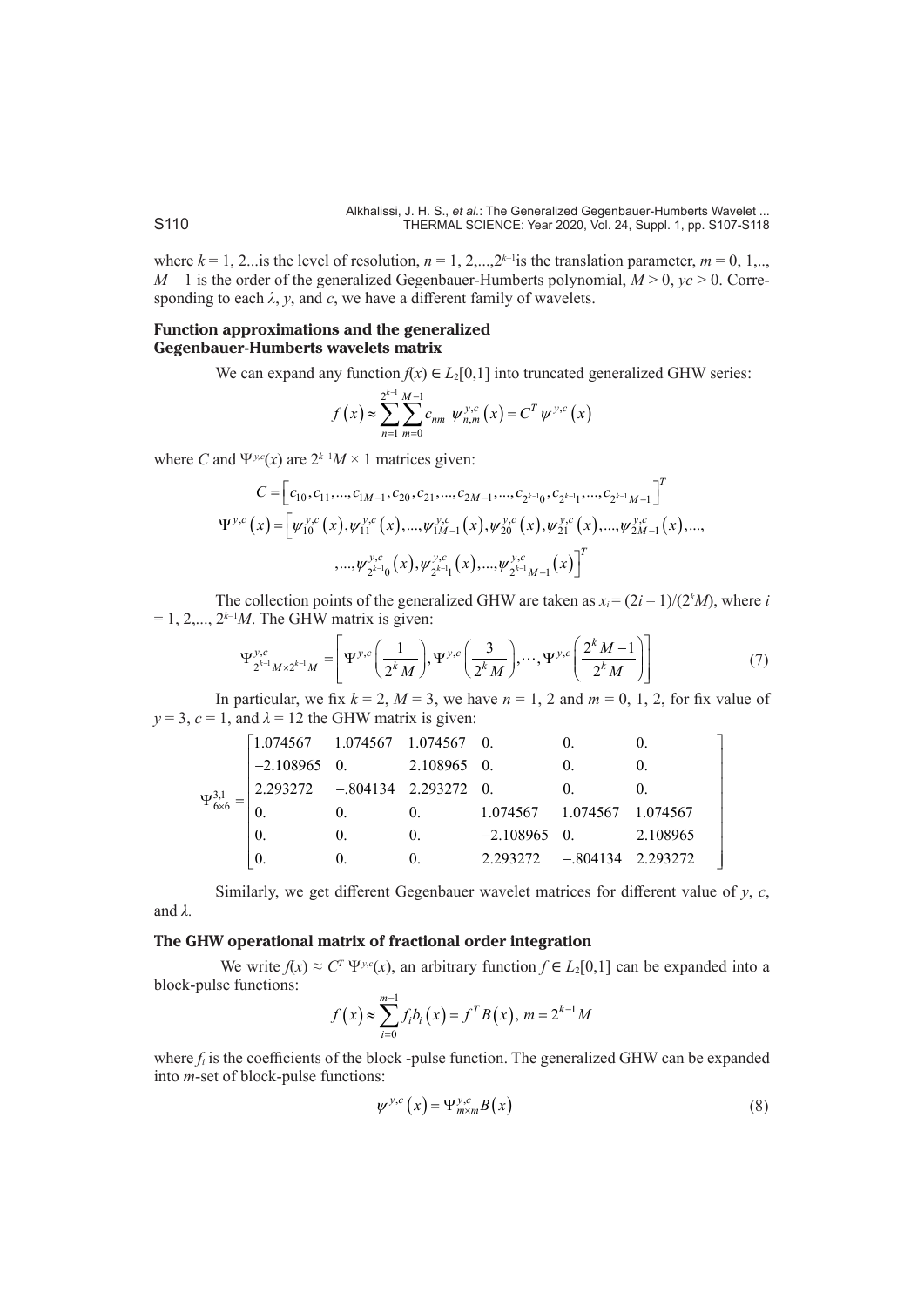where $k = 1, 2...$is the level of resolution, $n = 1, 2,...,2^{k-1}$is the translation parameter, $m = 0, 1,..,$ $M - 1$ is the order of the generalized Gegenbauer-Humberts polynomial, $M > 0$, $yc > 0$. Corresponding to each $\lambda$, $y$, and $c$, we have a different family of wavelets.

### Function approximations and the generalized Gegenbauer-Humberts wavelets matrix

We can expand any function $f(x) \in L_2[0,1]$ into truncated generalized GHW series:

$$f(x) \approx \sum_{n=1}^{2^{k-1}} \sum_{m=0}^{M-1} c_{nm} \ \psi_{n,m}^{y,c}(x) = C^T \psi^{y,c}(x)$$

where $C$ and $\Psi^{y,c}(x)$ are $2^{k-1}M \times 1$ matrices given:

$$C = \left[ c_{10}, c_{11}, ..., c_{1M-1}, c_{20}, c_{21}, ..., c_{2M-1}, ..., c_{2^{k-1}0}, c_{2^{k-1}1}, ..., c_{2^{k-1}M-1} \right]^T$$

$$\Psi^{y,c}(x) = \left[ \psi_{10}^{y,c}(x), \psi_{11}^{y,c}(x), ..., \psi_{1M-1}^{y,c}(x), \psi_{20}^{y,c}(x), \psi_{21}^{y,c}(x), ..., \psi_{2M-1}^{y,c}(x), ..., \right.$$
$$\left. ,..., \psi_{2^{k-1}0}^{y,c}(x), \psi_{2^{k-1}1}^{y,c}(x), ..., \psi_{2^{k-1}M-1}^{y,c}(x) \right]^T$$

The collection points of the generalized GHW are taken as $x_i = (2i - 1)/(2^k M)$, where $i = 1, 2,..., 2^{k-1}M$. The GHW matrix is given:

$$\Psi_{2^{k-1}M \times 2^{k-1}M}^{y,c} = \left[ \Psi^{y,c}\left(\frac{1}{2^k M}\right), \Psi^{y,c}\left(\frac{3}{2^k M}\right), \dots, \Psi^{y,c}\left(\frac{2^k M - 1}{2^k M}\right) \right] \tag{7}$$

In particular, we fix $k = 2$, $M = 3$, we have $n = 1, 2$ and $m = 0, 1, 2$, for fix value of $y = 3$, $c = 1$, and $\lambda = 12$ the GHW matrix is given:

$$\Psi_{6\times 6}^{3,1} = \begin{bmatrix} 1.074567 & 1.074567 & 1.074567 & 0. & 0. & 0. \\ -2.108965 & 0. & 2.108965 & 0. & 0. & 0. \\ 2.293272 & -.804134 & 2.293272 & 0. & 0. & 0. \\ 0. & 0. & 0. & 1.074567 & 1.074567 & 1.074567 \\ 0. & 0. & 0. & -2.108965 & 0. & 2.108965 \\ 0. & 0. & 0. & 2.293272 & -.804134 & 2.293272 \end{bmatrix}$$

Similarly, we get different Gegenbauer wavelet matrices for different value of $y$, $c$, and $\lambda$.

### The GHW operational matrix of fractional order integration

We write $f(x) \approx C^T \Psi^{y,c}(x)$, an arbitrary function $f \in L_2[0,1]$ can be expanded into a block-pulse functions:

$$f(x) \approx \sum_{i=0}^{m-1} f_i b_i(x) = f^T B(x), \ m = 2^{k-1}M$$

where $f_i$ is the coefficients of the block -pulse function. The generalized GHW can be expanded into $m$-set of block-pulse functions:

$$\psi^{y,c}(x) = \Psi_{m\times m}^{y,c} B(x) \tag{8}$$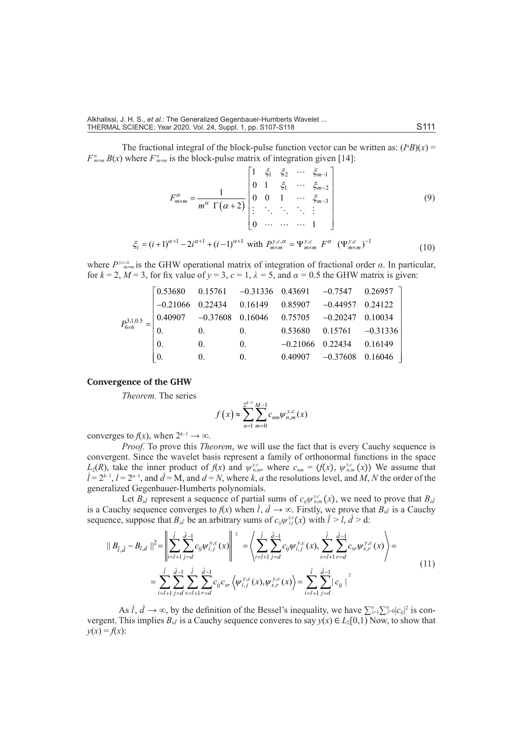The fractional integral of the block-pulse function vector can be written as: $(I^{\alpha}B)(x) = F^{\alpha}_{m\times m}\, B(x)$ where $F^{\alpha}_{m\times m}$ is the block-pulse matrix of integration given [14]:

$$F^{\alpha}_{m\times m} = \frac{1}{m^{\alpha}\ \Gamma(\alpha+2)} \begin{bmatrix} 1 & \xi_1 & \xi_2 & \cdots & \xi_{m-1} \\ 0 & 1 & \xi_1 & \cdots & \xi_{m-2} \\ 0 & 0 & 1 & \cdots & \xi_{m-3} \\ \vdots & \ddots & \ddots & \ddots & \vdots \\ 0 & \cdots & \cdots & \cdots & 1 \end{bmatrix} \tag{9}$$

$$\xi_i = (i+1)^{\alpha+1} - 2i^{\alpha+1} + (i-1)^{\alpha+1} \ \text{with}\ P^{y,c,\alpha}_{m\times m} = \Psi^{y,c}_{m\times m}\ F^{\alpha}\ \ (\Psi^{y,c}_{m\times m})^{-1} \tag{10}$$

where $P^{y,c,\alpha}_{m\times m}$ is the GHW operational matrix of integration of fractional order $\alpha$. In particular, for $k = 2$, $M = 3$, for fix value of $y = 3$, $c = 1$, $\lambda = 5$, and $\alpha = 0.5$ the GHW matrix is given:

$$P^{3,1,0.5}_{6\times 6} = \begin{bmatrix} 0.53680 & 0.15761 & -0.31336 & 0.43691 & -0.7547 & 0.26957 \\ -0.21066 & 0.22434 & 0.16149 & 0.85907 & -0.44957 & 0.24122 \\ 0.40907 & -0.37608 & 0.16046 & 0.75705 & -0.20247 & 0.10034 \\ 0. & 0. & 0. & 0.53680 & 0.15761 & -0.31336 \\ 0. & 0. & 0. & -0.21066 & 0.22434 & 0.16149 \\ 0. & 0. & 0. & 0.40907 & -0.37608 & 0.16046 \end{bmatrix}$$

## Convergence of the GHW

*Theorem.* The series

$$f(x) \approx \sum_{n=1}^{2^{k-1}} \sum_{m=0}^{M-1} c_{nm} \psi^{y,c}_{n,m}(x)$$

converges to $f(x)$, when $2^{k-1} \to \infty$.

*Proof.* To prove this *Theorem*, we will use the fact that every Cauchy sequence is convergent. Since the wavelet basis represent a family of orthonormal functions in the space $L_2(R)$, take the inner product of $f(x)$ and $\psi^{y,c}_{n,m}$, where $c_{nm} = \langle f(x),\ \psi^{y,c}_{n,m}(x)\rangle$ We assume that $\hat{l} = 2^{k-1}$, $l = 2^{a-1}$, and $\hat{d} = \mathrm{M}$, and $d = N$, where $k$, $a$ the resolutions level, and $M$, $N$ the order of the generalized Gegenbauer-Humberts polynomials.

Let $B_{i\hat{d}}$ represent a sequence of partial sums of $c_{ij}\psi^{y,c}_{n,m}(x)$, we need to prove that $B_{i\hat{d}}$ is a Cauchy sequence converges to $f(x)$ when $\hat{l}$, $\hat{d} \to \infty$. Firstly, we prove that $B_{i\hat{d}}$ is a Cauchy sequence, suppose that $B_{i\hat{d}}$ be an arbitrary sums of $c_{ij}\psi^{y,c}_{i,j}(x)$ with $\hat{l} > l$, $\hat{d} >$ d:

$$\begin{aligned} \| B_{\hat{l},\hat{d}} - B_{l,d} \|^2 &= \left\| \sum_{i=l+1}^{\hat{l}} \sum_{j=d}^{\hat{d}-1} c_{ij}\psi^{y,c}_{i,j}(x) \right\|^2 = \left\langle \sum_{i=l+1}^{\hat{l}} \sum_{j=d}^{\hat{d}-1} c_{ij}\psi^{y,c}_{i,j}(x),\ \sum_{s=l+1}^{\hat{l}} \sum_{r=d}^{\hat{d}-1} c_{sr}\psi^{y,c}_{s,r}(x) \right\rangle = \\ &= \sum_{i=l+1}^{\hat{l}} \sum_{j=d}^{\hat{d}-1} \sum_{s=l+1}^{\hat{l}} \sum_{r=d}^{\hat{d}-1} c_{ij}c_{sr} \left\langle \psi^{y,c}_{i,j}(x), \psi^{y,c}_{s,r}(x) \right\rangle = \sum_{i=l+1}^{\hat{l}} \sum_{j=d}^{\hat{d}-1} |c_{ij}|^2 \end{aligned} \tag{11}$$

As $\hat{l}$, $\hat{d} \to \infty$, by the definition of the Bessel's inequality, we have $\sum_{i=1}^{\infty}\sum_{j=0}^{\infty}|c_{ij}|^2$ is convergent. This implies $B_{i\hat{d}}$ is a Cauchy sequence converes to say $y(x) \in L_2[0,1)$ Now, to show that $y(x) = f(x)$: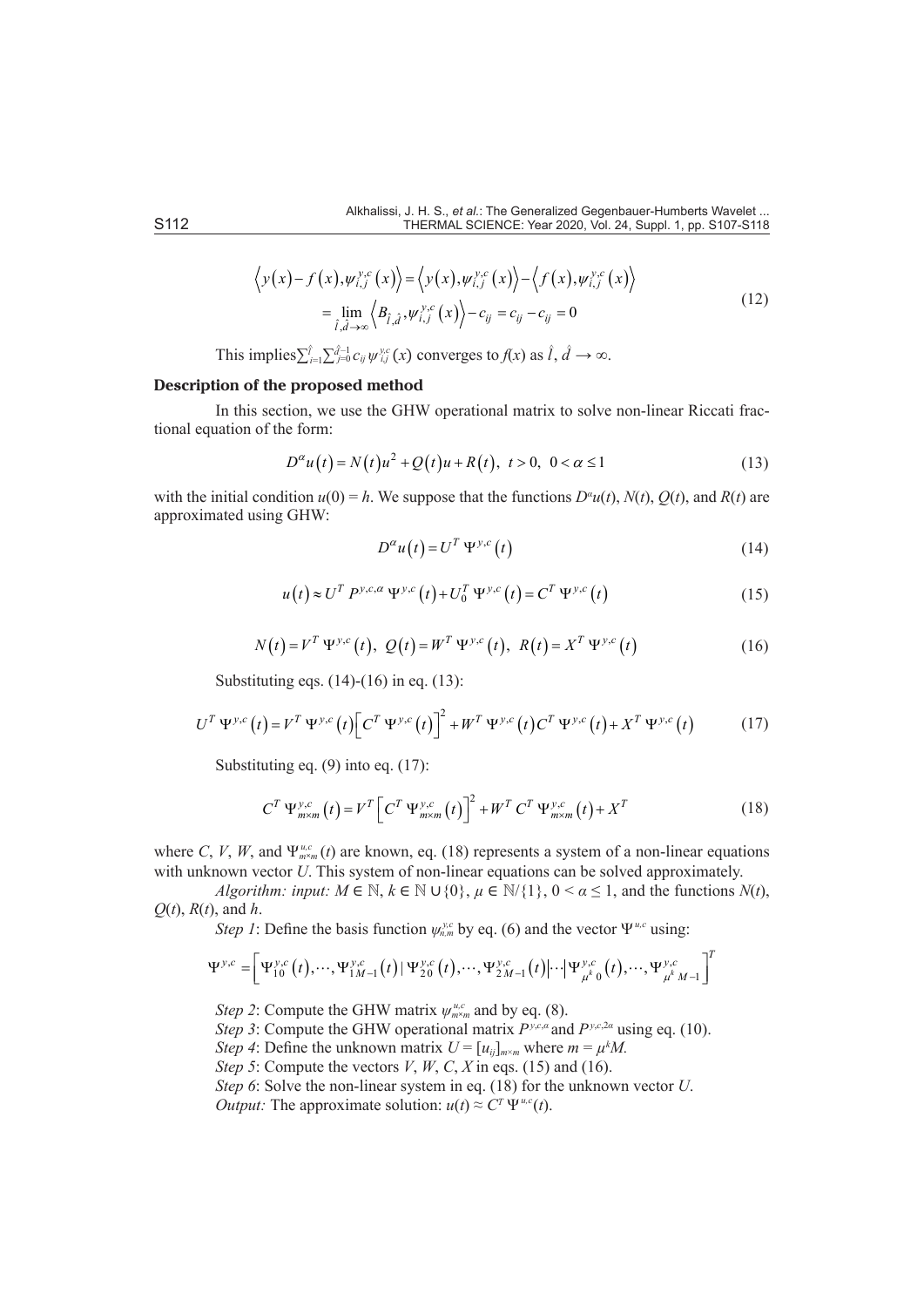$$\left\langle y(x)-f(x),\psi_{i,j}^{y,c}(x)\right\rangle = \left\langle y(x),\psi_{i,j}^{y,c}(x)\right\rangle - \left\langle f(x),\psi_{i,j}^{y,c}(x)\right\rangle$$
$$= \lim_{\hat{l},\hat{d}\to\infty}\left\langle B_{\hat{l},\hat{d}},\psi_{i,j}^{y,c}(x)\right\rangle - c_{ij} = c_{ij} - c_{ij} = 0 \tag{12}$$

This implies $\sum_{i=1}^{\hat{l}}\sum_{j=0}^{\hat{d}-1} c_{ij}\,\psi_{i,j}^{y,c}(x)$ converges to $f(x)$ as $\hat{l}$, $\hat{d} \to \infty$.

## Description of the proposed method

In this section, we use the GHW operational matrix to solve non-linear Riccati fractional equation of the form:

$$D^{\alpha}u(t) = N(t)u^2 + Q(t)u + R(t),\ \ t>0,\ \ 0<\alpha\le 1 \tag{13}$$

with the initial condition $u(0) = h$. We suppose that the functions $D^{\alpha}u(t)$, $N(t)$, $Q(t)$, and $R(t)$ are approximated using GHW:

$$D^{\alpha}u(t) = U^T\,\Psi^{y,c}(t) \tag{14}$$

$$u(t) \approx U^T\,P^{y,c,\alpha}\,\Psi^{y,c}(t) + U_0^T\,\Psi^{y,c}(t) = C^T\,\Psi^{y,c}(t) \tag{15}$$

$$N(t) = V^T\,\Psi^{y,c}(t),\ \ Q(t) = W^T\,\Psi^{y,c}(t),\ \ R(t) = X^T\,\Psi^{y,c}(t) \tag{16}$$

Substituting eqs. (14)-(16) in eq. (13):

$$U^T\,\Psi^{y,c}(t) = V^T\,\Psi^{y,c}(t)\left[C^T\,\Psi^{y,c}(t)\right]^2 + W^T\,\Psi^{y,c}(t)C^T\,\Psi^{y,c}(t) + X^T\,\Psi^{y,c}(t) \tag{17}$$

Substituting eq. (9) into eq. (17):

$$C^T\,\Psi_{m\times m}^{y,c}(t) = V^T\left[C^T\,\Psi_{m\times m}^{y,c}(t)\right]^2 + W^T\,C^T\,\Psi_{m\times m}^{y,c}(t) + X^T \tag{18}$$

where $C$, $V$, $W$, and $\Psi_{m\times m}^{u,c}(t)$ are known, eq. (18) represents a system of a non-linear equations with unknown vector $U$. This system of non-linear equations can be solved approximately.

*Algorithm: input:* $M \in \mathbb{N}$, $k \in \mathbb{N}\cup\{0\}$, $\mu \in \mathbb{N}/\{1\}$, $0 < \alpha \le 1$, and the functions $N(t)$, $Q(t)$, $R(t)$, and $h$.

*Step 1*: Define the basis function $\psi_{n,m}^{y,c}$ by eq. (6) and the vector $\Psi^{u,c}$ using:

$$\Psi^{y,c} = \left[\Psi_{1\,0}^{y,c}(t),\dots,\Psi_{1\,M-1}^{y,c}(t)\,|\,\Psi_{2\,0}^{y,c}(t),\dots,\Psi_{2\,M-1}^{y,c}(t)|\cdots|\Psi_{\mu^k\,0}^{y,c}(t),\dots,\Psi_{\mu^k\,M-1}^{y,c}\right]^T$$

*Step 2*: Compute the GHW matrix $\psi_{m\times m}^{u,c}$ and by eq. (8).

*Step 3*: Compute the GHW operational matrix $P^{y,c,\alpha}$ and $P^{y,c,2\alpha}$ using eq. (10).

*Step 4*: Define the unknown matrix $U = [u_{ij}]_{m\times m}$ where $m = \mu^k M$.

*Step 5*: Compute the vectors $V$, $W$, $C$, $X$ in eqs. (15) and (16).

*Step 6*: Solve the non-linear system in eq. (18) for the unknown vector $U$.

*Output:* The approximate solution: $u(t) \approx C^T\,\Psi^{u,c}(t)$.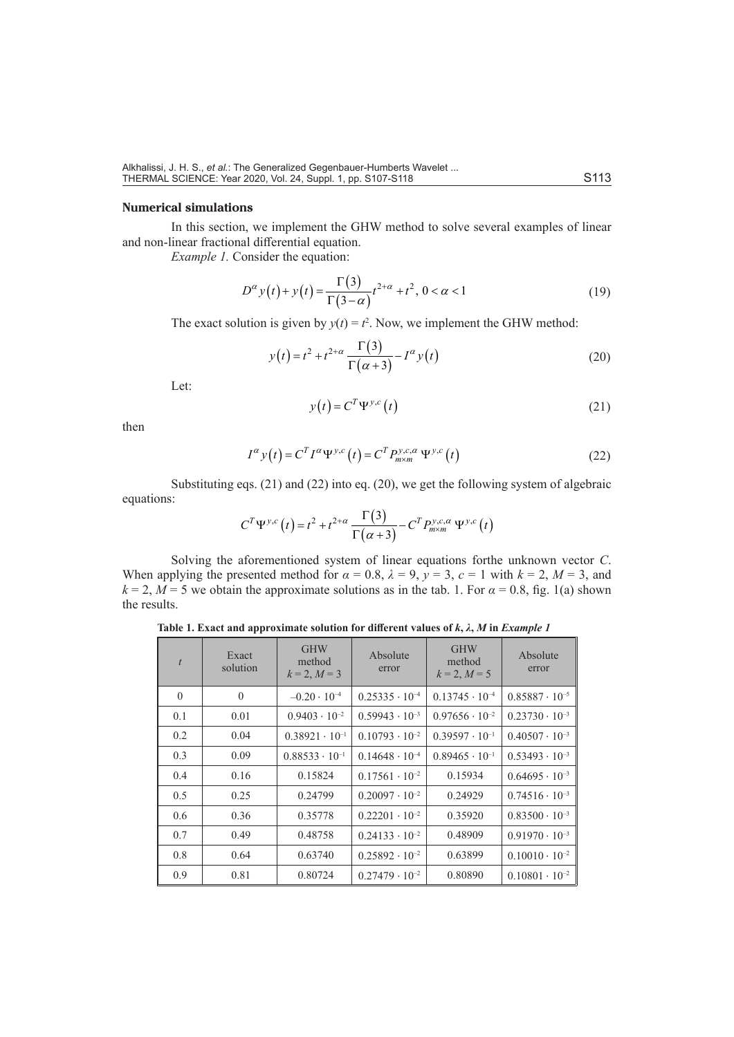### Numerical simulations

In this section, we implement the GHW method to solve several examples of linear and non-linear fractional differential equation.

*Example 1.* Consider the equation:

$$D^{\alpha} y(t) + y(t) = \frac{\Gamma(3)}{\Gamma(3-\alpha)} t^{2+\alpha} + t^2, \; 0 < \alpha < 1 \tag{19}$$

The exact solution is given by $y(t) = t^2$. Now, we implement the GHW method:

$$y(t) = t^2 + t^{2+\alpha} \frac{\Gamma(3)}{\Gamma(\alpha+3)} - I^{\alpha} y(t) \tag{20}$$

Let:

$$y(t) = C^T \Psi^{y,c}(t) \tag{21}$$

then

$$I^{\alpha} y(t) = C^T I^{\alpha} \Psi^{y,c}(t) = C^T P_{m \times m}^{y,c,\alpha} \Psi^{y,c}(t) \tag{22}$$

Substituting eqs. (21) and (22) into eq. (20), we get the following system of algebraic equations:

$$C^T \Psi^{y,c}(t) = t^2 + t^{2+\alpha} \frac{\Gamma(3)}{\Gamma(\alpha+3)} - C^T P_{m \times m}^{y,c,\alpha} \Psi^{y,c}(t)$$

Solving the aforementioned system of linear equations forthe unknown vector $C$. When applying the presented method for $\alpha = 0.8$, $\lambda = 9$, $y = 3$, $c = 1$ with $k = 2$, $M = 3$, and $k = 2$, $M = 5$ we obtain the approximate solutions as in the tab. 1. For $\alpha = 0.8$, fig. 1(a) shown the results.

**Table 1. Exact and approximate solution for different values of $k$, $\lambda$, $M$ in *Example 1***

| $t$ | Exact solution | GHW method $k = 2$, $M = 3$ | Absolute error | GHW method $k = 2$, $M = 5$ | Absolute error |
|---|---|---|---|---|---|
| 0 | 0 | $-0.20 \cdot 10^{-4}$ | $0.25335 \cdot 10^{-4}$ | $0.13745 \cdot 10^{-4}$ | $0.85887 \cdot 10^{-5}$ |
| 0.1 | 0.01 | $0.9403 \cdot 10^{-2}$ | $0.59943 \cdot 10^{-3}$ | $0.97656 \cdot 10^{-2}$ | $0.23730 \cdot 10^{-3}$ |
| 0.2 | 0.04 | $0.38921 \cdot 10^{-1}$ | $0.10793 \cdot 10^{-2}$ | $0.39597 \cdot 10^{-1}$ | $0.40507 \cdot 10^{-3}$ |
| 0.3 | 0.09 | $0.88533 \cdot 10^{-1}$ | $0.14648 \cdot 10^{-4}$ | $0.89465 \cdot 10^{-1}$ | $0.53493 \cdot 10^{-3}$ |
| 0.4 | 0.16 | 0.15824 | $0.17561 \cdot 10^{-2}$ | 0.15934 | $0.64695 \cdot 10^{-3}$ |
| 0.5 | 0.25 | 0.24799 | $0.20097 \cdot 10^{-2}$ | 0.24929 | $0.74516 \cdot 10^{-3}$ |
| 0.6 | 0.36 | 0.35778 | $0.22201 \cdot 10^{-2}$ | 0.35920 | $0.83500 \cdot 10^{-3}$ |
| 0.7 | 0.49 | 0.48758 | $0.24133 \cdot 10^{-2}$ | 0.48909 | $0.91970 \cdot 10^{-3}$ |
| 0.8 | 0.64 | 0.63740 | $0.25892 \cdot 10^{-2}$ | 0.63899 | $0.10010 \cdot 10^{-2}$ |
| 0.9 | 0.81 | 0.80724 | $0.27479 \cdot 10^{-2}$ | 0.80890 | $0.10801 \cdot 10^{-2}$ |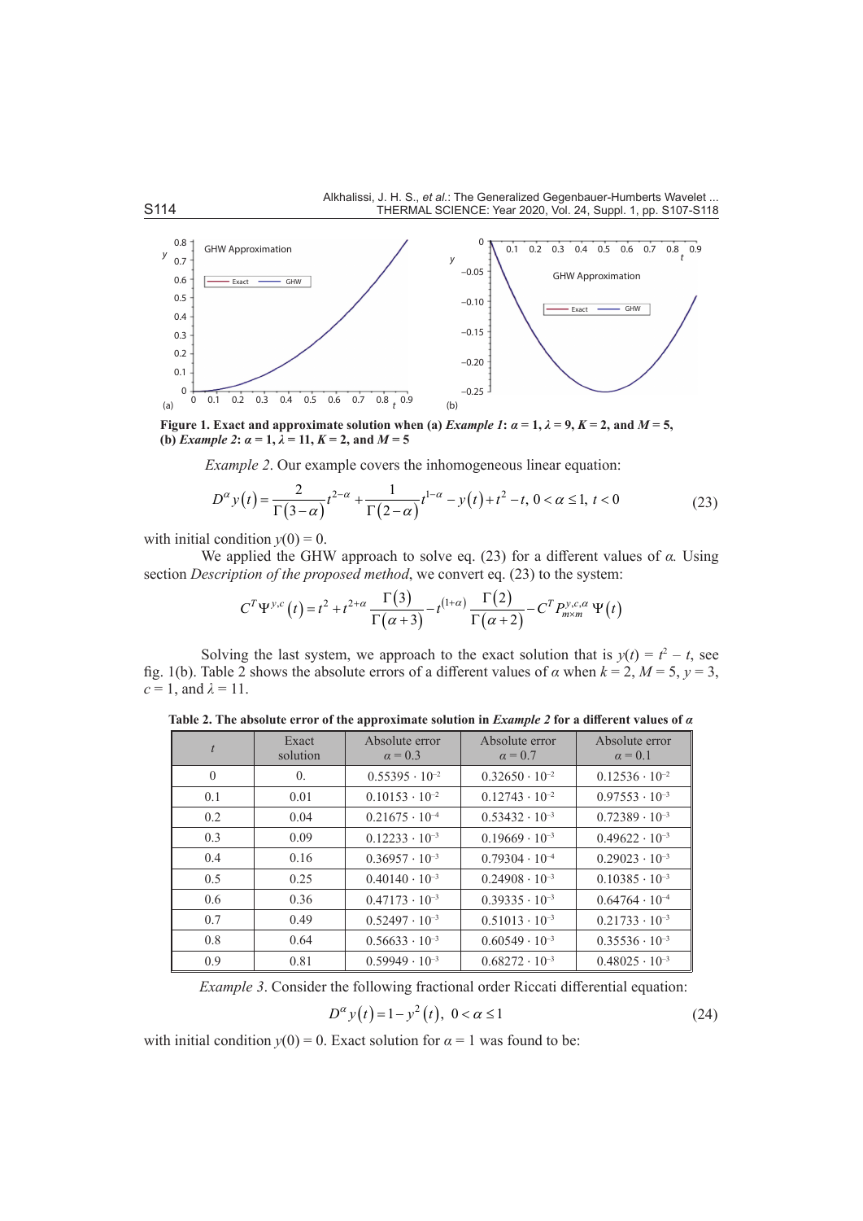Figure 1. Exact and approximate solution when (a) *Example 1*: $\alpha = 1$, $\lambda = 9$, $K = 2$, and $M = 5$, (b) *Example 2*: $\alpha = 1$, $\lambda = 11$, $K = 2$, and $M = 5$

*Example 2*. Our example covers the inhomogeneous linear equation:

$$D^{\alpha} y(t) = \frac{2}{\Gamma(3-\alpha)} t^{2-\alpha} + \frac{1}{\Gamma(2-\alpha)} t^{1-\alpha} - y(t) + t^2 - t,\ 0 < \alpha \le 1,\ t < 0 \tag{23}$$

with initial condition $y(0) = 0$.

We applied the GHW approach to solve eq. (23) for a different values of $\alpha$. Using section *Description of the proposed method*, we convert eq. (23) to the system:

$$C^T \Psi^{y,c}(t) = t^2 + t^{2+\alpha} \frac{\Gamma(3)}{\Gamma(\alpha+3)} - t^{(1+\alpha)} \frac{\Gamma(2)}{\Gamma(\alpha+2)} - C^T P_{m\times m}^{y,c,\alpha} \Psi(t)$$

Solving the last system, we approach to the exact solution that is $y(t) = t^2 - t$, see fig. 1(b). Table 2 shows the absolute errors of a different values of $\alpha$ when $k = 2$, $M = 5$, $y = 3$, $c = 1$, and $\lambda = 11$.

**Table 2. The absolute error of the approximate solution in *Example 2* for a different values of $\alpha$**

| $t$ | Exact solution | Absolute error $\alpha = 0.3$ | Absolute error $\alpha = 0.7$ | Absolute error $\alpha = 0.1$ |
|---|---|---|---|---|
| 0 | 0. | $0.55395 \cdot 10^{-2}$ | $0.32650 \cdot 10^{-2}$ | $0.12536 \cdot 10^{-2}$ |
| 0.1 | 0.01 | $0.10153 \cdot 10^{-2}$ | $0.12743 \cdot 10^{-2}$ | $0.97553 \cdot 10^{-3}$ |
| 0.2 | 0.04 | $0.21675 \cdot 10^{-4}$ | $0.53432 \cdot 10^{-3}$ | $0.72389 \cdot 10^{-3}$ |
| 0.3 | 0.09 | $0.12233 \cdot 10^{-3}$ | $0.19669 \cdot 10^{-3}$ | $0.49622 \cdot 10^{-3}$ |
| 0.4 | 0.16 | $0.36957 \cdot 10^{-3}$ | $0.79304 \cdot 10^{-4}$ | $0.29023 \cdot 10^{-3}$ |
| 0.5 | 0.25 | $0.40140 \cdot 10^{-3}$ | $0.24908 \cdot 10^{-3}$ | $0.10385 \cdot 10^{-3}$ |
| 0.6 | 0.36 | $0.47173 \cdot 10^{-3}$ | $0.39335 \cdot 10^{-3}$ | $0.64764 \cdot 10^{-4}$ |
| 0.7 | 0.49 | $0.52497 \cdot 10^{-3}$ | $0.51013 \cdot 10^{-3}$ | $0.21733 \cdot 10^{-3}$ |
| 0.8 | 0.64 | $0.56633 \cdot 10^{-3}$ | $0.60549 \cdot 10^{-3}$ | $0.35536 \cdot 10^{-3}$ |
| 0.9 | 0.81 | $0.59949 \cdot 10^{-3}$ | $0.68272 \cdot 10^{-3}$ | $0.48025 \cdot 10^{-3}$ |

*Example 3*. Consider the following fractional order Riccati differential equation:

$$D^{\alpha} y(t) = 1 - y^2(t),\ \ 0 < \alpha \le 1 \tag{24}$$

with initial condition $y(0) = 0$. Exact solution for $\alpha = 1$ was found to be: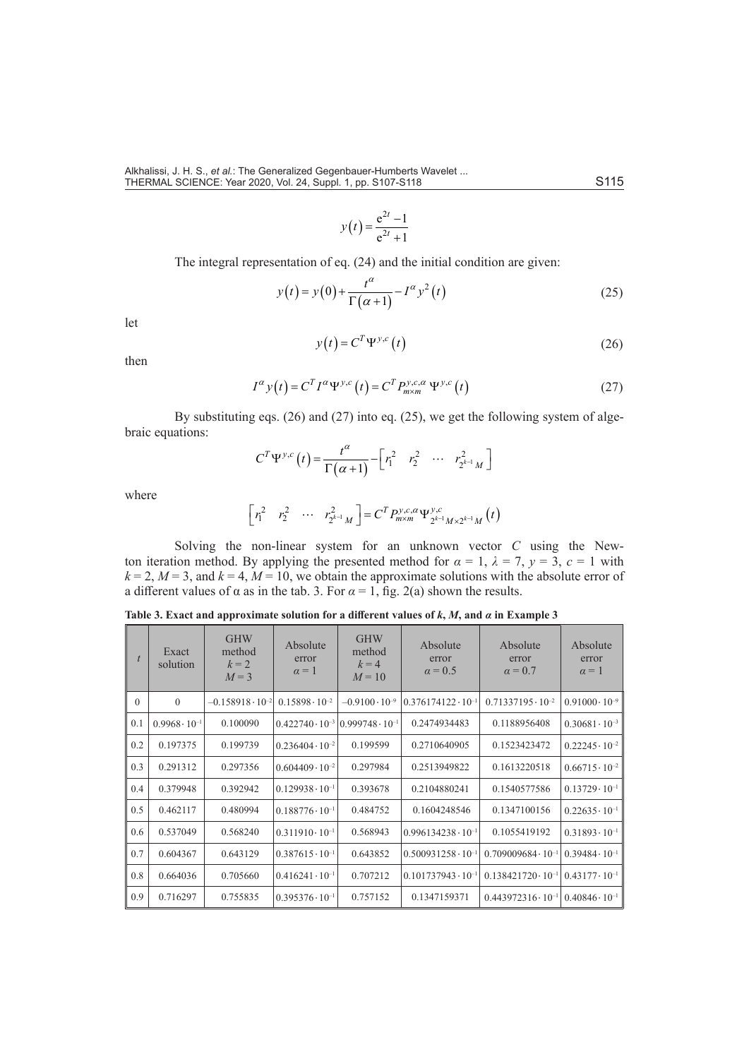$$y(t) = \frac{e^{2t} - 1}{e^{2t} + 1}$$

The integral representation of eq. (24) and the initial condition are given:

$$y(t) = y(0) + \frac{t^\alpha}{\Gamma(\alpha+1)} - I^\alpha y^2(t) \tag{25}$$

let

$$y(t) = C^T \Psi^{y,c}(t) \tag{26}$$

then

$$I^\alpha y(t) = C^T I^\alpha \Psi^{y,c}(t) = C^T P_{m\times m}^{y,c,\alpha} \Psi^{y,c}(t) \tag{27}$$

By substituting eqs. (26) and (27) into eq. (25), we get the following system of algebraic equations:

$$C^T \Psi^{y,c}(t) = \frac{t^\alpha}{\Gamma(\alpha+1)} - \begin{bmatrix} r_1^2 & r_2^2 & \cdots & r_{2^{k-1}M}^2 \end{bmatrix}$$

where

$$\begin{bmatrix} r_1^2 & r_2^2 & \cdots & r_{2^{k-1}M}^2 \end{bmatrix} = C^T P_{m\times m}^{y,c,\alpha} \Psi_{2^{k-1}M\times 2^{k-1}M}^{y,c}(t)$$

Solving the non-linear system for an unknown vector $C$ using the Newton iteration method. By applying the presented method for $\alpha = 1$, $\lambda = 7$, $y = 3$, $c = 1$ with $k = 2$, $M = 3$, and $k = 4$, $M = 10$, we obtain the approximate solutions with the absolute error of a different values of α as in the tab. 3. For $\alpha = 1$, fig. 2(a) shown the results.

**Table 3. Exact and approximate solution for a different values of $k$, $M$, and $\alpha$ in Example 3**

| $t$ | Exact solution | GHW method $k = 2$ $M = 3$ | Absolute error $\alpha = 1$ | GHW method $k = 4$ $M = 10$ | Absolute error $\alpha = 0.5$ | Absolute error $\alpha = 0.7$ | Absolute error $\alpha = 1$ |
|---|---|---|---|---|---|---|---|
| 0 | 0 | $-0.158918 \cdot 10^{-2}$ | $0.15898 \cdot 10^{-2}$ | $-0.9100 \cdot 10^{-9}$ | $0.376174122 \cdot 10^{-1}$ | $0.71337195 \cdot 10^{-2}$ | $0.91000 \cdot 10^{-9}$ |
| 0.1 | $0.9968 \cdot 10^{-1}$ | 0.100090 | $0.422740 \cdot 10^{-3}$ | $0.999748 \cdot 10^{-1}$ | 0.2474934483 | 0.1188956408 | $0.30681 \cdot 10^{-3}$ |
| 0.2 | 0.197375 | 0.199739 | $0.236404 \cdot 10^{-2}$ | 0.199599 | 0.2710640905 | 0.1523423472 | $0.22245 \cdot 10^{-2}$ |
| 0.3 | 0.291312 | 0.297356 | $0.604409 \cdot 10^{-2}$ | 0.297984 | 0.2513949822 | 0.1613220518 | $0.66715 \cdot 10^{-2}$ |
| 0.4 | 0.379948 | 0.392942 | $0.129938 \cdot 10^{-1}$ | 0.393678 | 0.2104880241 | 0.1540577586 | $0.13729 \cdot 10^{-1}$ |
| 0.5 | 0.462117 | 0.480994 | $0.188776 \cdot 10^{-1}$ | 0.484752 | 0.1604248546 | 0.1347100156 | $0.22635 \cdot 10^{-1}$ |
| 0.6 | 0.537049 | 0.568240 | $0.311910 \cdot 10^{-1}$ | 0.568943 | $0.996134238 \cdot 10^{-1}$ | 0.1055419192 | $0.31893 \cdot 10^{-1}$ |
| 0.7 | 0.604367 | 0.643129 | $0.387615 \cdot 10^{-1}$ | 0.643852 | $0.500931258 \cdot 10^{-1}$ | $0.709009684 \cdot 10^{-1}$ | $0.39484 \cdot 10^{-1}$ |
| 0.8 | 0.664036 | 0.705660 | $0.416241 \cdot 10^{-1}$ | 0.707212 | $0.101737943 \cdot 10^{-1}$ | $0.138421720 \cdot 10^{-1}$ | $0.43177 \cdot 10^{-1}$ |
| 0.9 | 0.716297 | 0.755835 | $0.395376 \cdot 10^{-1}$ | 0.757152 | 0.1347159371 | $0.443972316 \cdot 10^{-1}$ | $0.40846 \cdot 10^{-1}$ |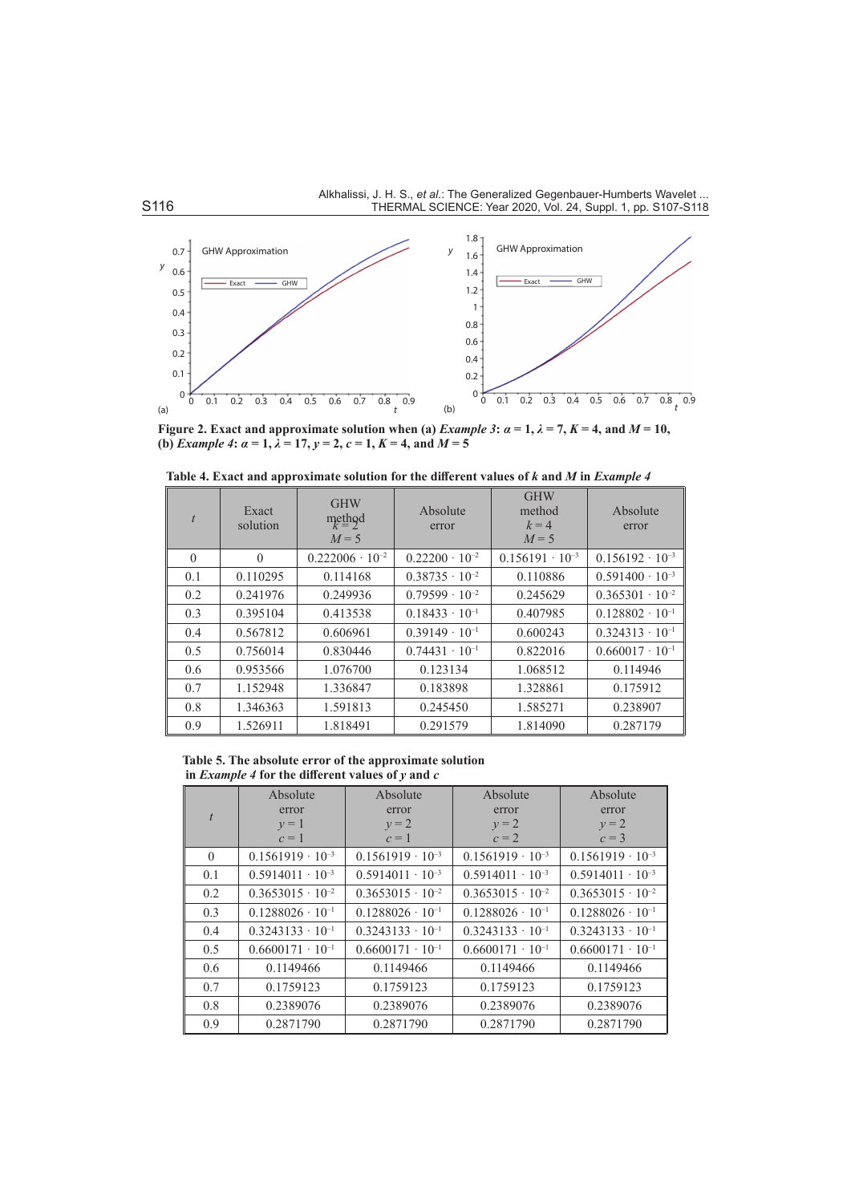GHW Approximation

y

0.7
0.6
0.5
0.4
0.3
0.2
0.1
0

0 0.1 0.2 0.3 0.4 0.5 0.6 0.7 0.8 0.9

t

Exact GHW

(a)

GHW Approximation

y

1.8
1.6
1.4
1.2
1
0.8
0.6
0.4
0.2
0

0 0.1 0.2 0.3 0.4 0.5 0.6 0.7 0.8 0.9

t

Exact GHW

(b)

**Figure 2. Exact and approximate solution when (a) *Example 3*: $\alpha = 1$, $\lambda = 7$, $K = 4$, and $M = 10$, (b) *Example 4*: $\alpha = 1$, $\lambda = 17$, $y = 2$, $c = 1$, $K = 4$, and $M = 5$**

**Table 4. Exact and approximate solution for the different values of $k$ and $M$ in *Example 4***

| $t$ | Exact solution | GHW method $k = 2$ $M = 5$ | Absolute error | GHW method $k = 4$ $M = 5$ | Absolute error |
|---|---|---|---|---|---|
| 0 | 0 | $0.222006 \cdot 10^{-2}$ | $0.22200 \cdot 10^{-2}$ | $0.156191 \cdot 10^{-3}$ | $0.156192 \cdot 10^{-3}$ |
| 0.1 | 0.110295 | 0.114168 | $0.38735 \cdot 10^{-2}$ | 0.110886 | $0.591400 \cdot 10^{-3}$ |
| 0.2 | 0.241976 | 0.249936 | $0.79599 \cdot 10^{-2}$ | 0.245629 | $0.365301 \cdot 10^{-2}$ |
| 0.3 | 0.395104 | 0.413538 | $0.18433 \cdot 10^{-1}$ | 0.407985 | $0.128802 \cdot 10^{-1}$ |
| 0.4 | 0.567812 | 0.606961 | $0.39149 \cdot 10^{-1}$ | 0.600243 | $0.324313 \cdot 10^{-1}$ |
| 0.5 | 0.756014 | 0.830446 | $0.74431 \cdot 10^{-1}$ | 0.822016 | $0.660017 \cdot 10^{-1}$ |
| 0.6 | 0.953566 | 1.076700 | 0.123134 | 1.068512 | 0.114946 |
| 0.7 | 1.152948 | 1.336847 | 0.183898 | 1.328861 | 0.175912 |
| 0.8 | 1.346363 | 1.591813 | 0.245450 | 1.585271 | 0.238907 |
| 0.9 | 1.526911 | 1.818491 | 0.291579 | 1.814090 | 0.287179 |

**Table 5. The absolute error of the approximate solution in *Example 4* for the different values of $y$ and $c$**

| $t$ | Absolute error $y = 1$ $c = 1$ | Absolute error $y = 2$ $c = 1$ | Absolute error $y = 2$ $c = 2$ | Absolute error $y = 2$ $c = 3$ |
|---|---|---|---|---|
| 0 | $0.1561919 \cdot 10^{-3}$ | $0.1561919 \cdot 10^{-3}$ | $0.1561919 \cdot 10^{-3}$ | $0.1561919 \cdot 10^{-3}$ |
| 0.1 | $0.5914011 \cdot 10^{-3}$ | $0.5914011 \cdot 10^{-3}$ | $0.5914011 \cdot 10^{-3}$ | $0.5914011 \cdot 10^{-3}$ |
| 0.2 | $0.3653015 \cdot 10^{-2}$ | $0.3653015 \cdot 10^{-2}$ | $0.3653015 \cdot 10^{-2}$ | $0.3653015 \cdot 10^{-2}$ |
| 0.3 | $0.1288026 \cdot 10^{-1}$ | $0.1288026 \cdot 10^{-1}$ | $0.1288026 \cdot 10^{-1}$ | $0.1288026 \cdot 10^{-1}$ |
| 0.4 | $0.3243133 \cdot 10^{-1}$ | $0.3243133 \cdot 10^{-1}$ | $0.3243133 \cdot 10^{-1}$ | $0.3243133 \cdot 10^{-1}$ |
| 0.5 | $0.6600171 \cdot 10^{-1}$ | $0.6600171 \cdot 10^{-1}$ | $0.6600171 \cdot 10^{-1}$ | $0.6600171 \cdot 10^{-1}$ |
| 0.6 | 0.1149466 | 0.1149466 | 0.1149466 | 0.1149466 |
| 0.7 | 0.1759123 | 0.1759123 | 0.1759123 | 0.1759123 |
| 0.8 | 0.2389076 | 0.2389076 | 0.2389076 | 0.2389076 |
| 0.9 | 0.2871790 | 0.2871790 | 0.2871790 | 0.2871790 |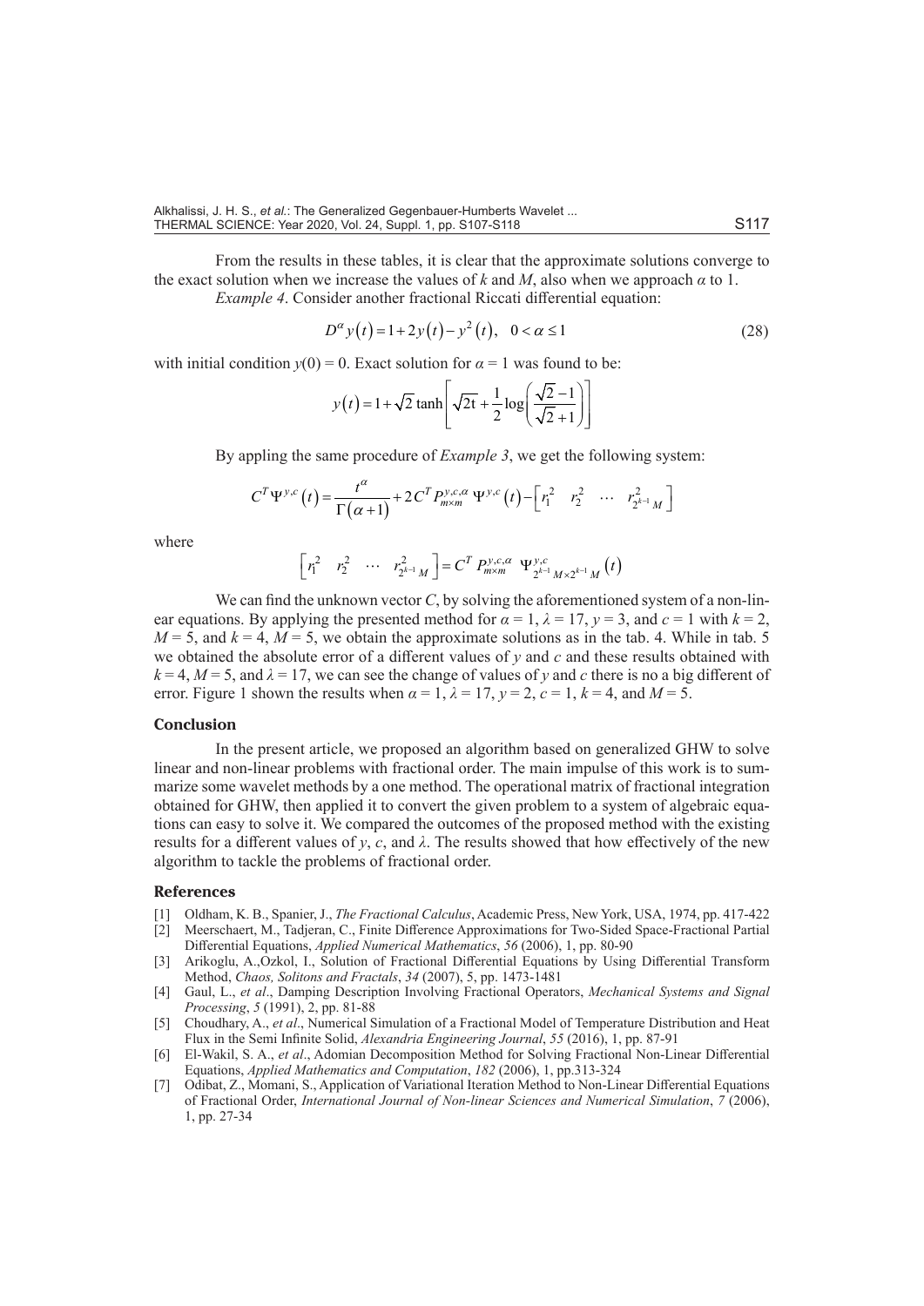From the results in these tables, it is clear that the approximate solutions converge to the exact solution when we increase the values of $k$ and $M$, also when we approach $\alpha$ to 1.

*Example 4*. Consider another fractional Riccati differential equation:

$$D^{\alpha} y(t) = 1 + 2y(t) - y^2(t), \quad 0 < \alpha \le 1 \tag{28}$$

with initial condition $y(0) = 0$. Exact solution for $\alpha = 1$ was found to be:

$$y(t) = 1 + \sqrt{2} \tanh\left[\sqrt{2}t + \frac{1}{2}\log\left(\frac{\sqrt{2}-1}{\sqrt{2}+1}\right)\right]$$

By appling the same procedure of *Example 3*, we get the following system:

$$C^T \Psi^{y,c}(t) = \frac{t^{\alpha}}{\Gamma(\alpha+1)} + 2C^T P_{m\times m}^{y,c,\alpha} \Psi^{y,c}(t) - \begin{bmatrix} r_1^2 & r_2^2 & \cdots & r_{2^{k-1}M}^2 \end{bmatrix}$$

where

$$\begin{bmatrix} r_1^2 & r_2^2 & \cdots & r_{2^{k-1}M}^2 \end{bmatrix} = C^T P_{m\times m}^{y,c,\alpha} \Psi_{2^{k-1}M\times 2^{k-1}M}^{y,c}(t)$$

We can find the unknown vector $C$, by solving the aforementioned system of a non-linear equations. By applying the presented method for $\alpha = 1$, $\lambda = 17$, $y = 3$, and $c = 1$ with $k = 2$, $M = 5$, and $k = 4$, $M = 5$, we obtain the approximate solutions as in the tab. 4. While in tab. 5 we obtained the absolute error of a different values of $y$ and $c$ and these results obtained with $k = 4$, $M = 5$, and $\lambda = 17$, we can see the change of values of $y$ and $c$ there is no a big different of error. Figure 1 shown the results when $\alpha = 1$, $\lambda = 17$, $y = 2$, $c = 1$, $k = 4$, and $M = 5$.

## Conclusion

In the present article, we proposed an algorithm based on generalized GHW to solve linear and non-linear problems with fractional order. The main impulse of this work is to summarize some wavelet methods by a one method. The operational matrix of fractional integration obtained for GHW, then applied it to convert the given problem to a system of algebraic equations can easy to solve it. We compared the outcomes of the proposed method with the existing results for a different values of $y$, $c$, and $\lambda$. The results showed that how effectively of the new algorithm to tackle the problems of fractional order.

## References

[1] Oldham, K. B., Spanier, J., *The Fractional Calculus*, Academic Press, New York, USA, 1974, pp. 417-422

[2] Meerschaert, M., Tadjeran, C., Finite Difference Approximations for Two-Sided Space-Fractional Partial Differential Equations, *Applied Numerical Mathematics*, *56* (2006), 1, pp. 80-90

[3] Arikoglu, A.,Ozkol, I., Solution of Fractional Differential Equations by Using Differential Transform Method, *Chaos, Solitons and Fractals*, *34* (2007), 5, pp. 1473-1481

[4] Gaul, L., *et al*., Damping Description Involving Fractional Operators, *Mechanical Systems and Signal Processing*, *5* (1991), 2, pp. 81-88

[5] Choudhary, A., *et al*., Numerical Simulation of a Fractional Model of Temperature Distribution and Heat Flux in the Semi Infinite Solid, *Alexandria Engineering Journal*, *55* (2016), 1, pp. 87-91

[6] El-Wakil, S. A., *et al*., Adomian Decomposition Method for Solving Fractional Non-Linear Differential Equations, *Applied Mathematics and Computation*, *182* (2006), 1, pp.313-324

[7] Odibat, Z., Momani, S., Application of Variational Iteration Method to Non-Linear Differential Equations of Fractional Order, *International Journal of Non-linear Sciences and Numerical Simulation*, *7* (2006), 1, pp. 27-34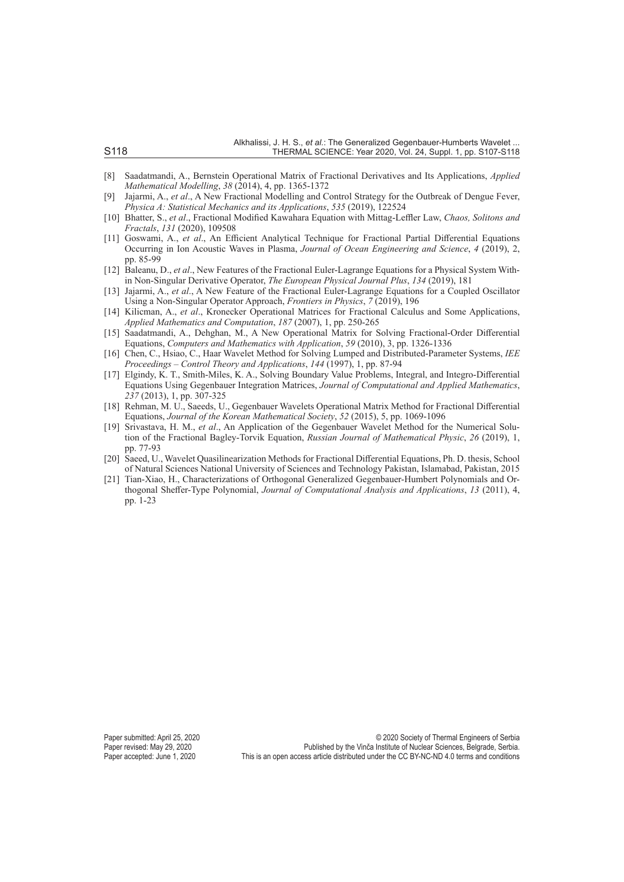[8] Saadatmandi, A., Bernstein Operational Matrix of Fractional Derivatives and Its Applications, *Applied Mathematical Modelling*, *38* (2014), 4, pp. 1365-1372

[9] Jajarmi, A., *et al*., A New Fractional Modelling and Control Strategy for the Outbreak of Dengue Fever, *Physica A: Statistical Mechanics and its Applications*, *535* (2019), 122524

[10] Bhatter, S., *et al*., Fractional Modified Kawahara Equation with Mittag-Leffler Law, *Chaos, Solitons and Fractals*, *131* (2020), 109508

[11] Goswami, A., *et al*., An Efficient Analytical Technique for Fractional Partial Differential Equations Occurring in Ion Acoustic Waves in Plasma, *Journal of Ocean Engineering and Science*, *4* (2019), 2, pp. 85-99

[12] Baleanu, D., *et al*., New Features of the Fractional Euler-Lagrange Equations for a Physical System Within Non-Singular Derivative Operator, *The European Physical Journal Plus*, *134* (2019), 181

[13] Jajarmi, A., *et al*., A New Feature of the Fractional Euler-Lagrange Equations for a Coupled Oscillator Using a Non-Singular Operator Approach, *Frontiers in Physics*, *7* (2019), 196

[14] Kilicman, A., *et al*., Kronecker Operational Matrices for Fractional Calculus and Some Applications, *Applied Mathematics and Computation*, *187* (2007), 1, pp. 250-265

[15] Saadatmandi, A., Dehghan, M., A New Operational Matrix for Solving Fractional-Order Differential Equations, *Computers and Mathematics with Application*, *59* (2010), 3, pp. 1326-1336

[16] Chen, C., Hsiao, C., Haar Wavelet Method for Solving Lumped and Distributed-Parameter Systems, *IEE Proceedings – Control Theory and Applications*, *144* (1997), 1, pp. 87-94

[17] Elgindy, K. T., Smith-Miles, K. A., Solving Boundary Value Problems, Integral, and Integro-Differential Equations Using Gegenbauer Integration Matrices, *Journal of Computational and Applied Mathematics*, *237* (2013), 1, pp. 307-325

[18] Rehman, M. U., Saeeds, U., Gegenbauer Wavelets Operational Matrix Method for Fractional Differential Equations, *Journal of the Korean Mathematical Society*, *52* (2015), 5, pp. 1069-1096

[19] Srivastava, H. M., *et al*., An Application of the Gegenbauer Wavelet Method for the Numerical Solution of the Fractional Bagley-Torvik Equation, *Russian Journal of Mathematical Physic*, *26* (2019), 1, pp. 77-93

[20] Saeed, U., Wavelet Quasilinearization Methods for Fractional Differential Equations, Ph. D. thesis, School of Natural Sciences National University of Sciences and Technology Pakistan, Islamabad, Pakistan, 2015

[21] Tian-Xiao, H., Characterizations of Orthogonal Generalized Gegenbauer-Humbert Polynomials and Orthogonal Sheffer-Type Polynomial, *Journal of Computational Analysis and Applications*, *13* (2011), 4, pp. 1-23

Paper submitted: April 25, 2020
Paper revised: May 29, 2020
Paper accepted: June 1, 2020

© 2020 Society of Thermal Engineers of Serbia
Published by the Vinča Institute of Nuclear Sciences, Belgrade, Serbia.
This is an open access article distributed under the CC BY-NC-ND 4.0 terms and conditions